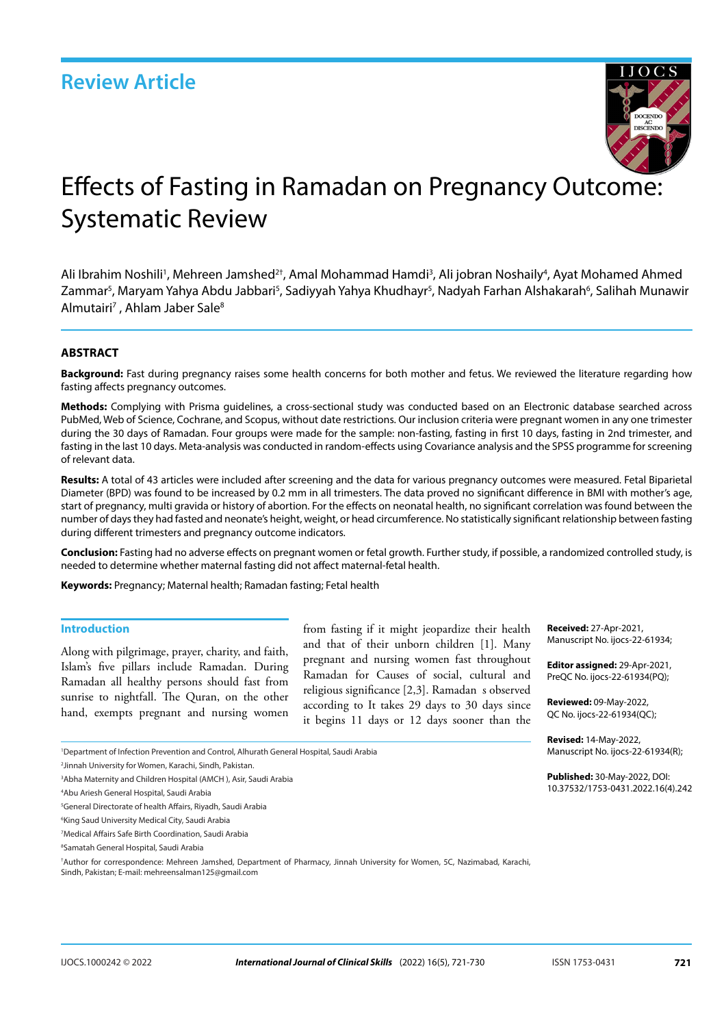Review Article

# Effects of Fasting in Ramadan on Pregnancy Outcome: Systematic Review

Ali Ibrahim Noshili[1], Mehreen Jamshed[2†], Amal Mohammad Hamdi[3], Ali jobran Noshaily[4], Ayat Mohamed Ahmed Zammar[5], Maryam Yahya Abdu Jabbari[5], Sadiyyah Yahya Khudhayr[5], Nadyah Farhan Alshakarah[6], Salihah Munawir Almutairi[7], Ahlam Jaber Sale[8]

## ABSTRACT

**Background:** Fast during pregnancy raises some health concerns for both mother and fetus. We reviewed the literature regarding how fasting affects pregnancy outcomes.

**Methods:** Complying with Prisma guidelines, a cross-sectional study was conducted based on an Electronic database searched across PubMed, Web of Science, Cochrane, and Scopus, without date restrictions. Our inclusion criteria were pregnant women in any one trimester during the 30 days of Ramadan. Four groups were made for the sample: non-fasting, fasting in first 10 days, fasting in 2nd trimester, and fasting in the last 10 days. Meta-analysis was conducted in random-effects using Covariance analysis and the SPSS programme for screening of relevant data.

**Results:** A total of 43 articles were included after screening and the data for various pregnancy outcomes were measured. Fetal Biparietal Diameter (BPD) was found to be increased by 0.2 mm in all trimesters. The data proved no significant difference in BMI with mother's age, start of pregnancy, multi gravida or history of abortion. For the effects on neonatal health, no significant correlation was found between the number of days they had fasted and neonate's height, weight, or head circumference. No statistically significant relationship between fasting during different trimesters and pregnancy outcome indicators.

**Conclusion:** Fasting had no adverse effects on pregnant women or fetal growth. Further study, if possible, a randomized controlled study, is needed to determine whether maternal fasting did not affect maternal-fetal health.

**Keywords:** Pregnancy; Maternal health; Ramadan fasting; Fetal health

## Introduction

Along with pilgrimage, prayer, charity, and faith, Islam's five pillars include Ramadan. During Ramadan all healthy persons should fast from sunrise to nightfall. The Quran, on the other hand, exempts pregnant and nursing women from fasting if it might jeopardize their health and that of their unborn children [1]. Many pregnant and nursing women fast throughout Ramadan for Causes of social, cultural and religious significance [2,3]. Ramadan s observed according to It takes 29 days to 30 days since it begins 11 days or 12 days sooner than the

**Received:** 27-Apr-2021, Manuscript No. ijocs-22-61934;

**Editor assigned:** 29-Apr-2021, PreQC No. ijocs-22-61934(PQ);

**Reviewed:** 09-May-2022, QC No. ijocs-22-61934(QC);

**Revised:** 14-May-2022, Manuscript No. ijocs-22-61934(R);

**Published:** 30-May-2022, DOI: 10.37532/1753-0431.2022.16(4).242

[1]Department of Infection Prevention and Control, Alhurath General Hospital, Saudi Arabia

[2]Jinnah University for Women, Karachi, Sindh, Pakistan.

[3]Abha Maternity and Children Hospital (AMCH ), Asir, Saudi Arabia

[4]Abu Ariesh General Hospital, Saudi Arabia

[5]General Directorate of health Affairs, Riyadh, Saudi Arabia

[6]King Saud University Medical City, Saudi Arabia

[7]Medical Affairs Safe Birth Coordination, Saudi Arabia

[8]Samatah General Hospital, Saudi Arabia

†Author for correspondence: Mehreen Jamshed, Department of Pharmacy, Jinnah University for Women, 5C, Nazimabad, Karachi, Sindh, Pakistan; E-mail: mehreensalman125@gmail.com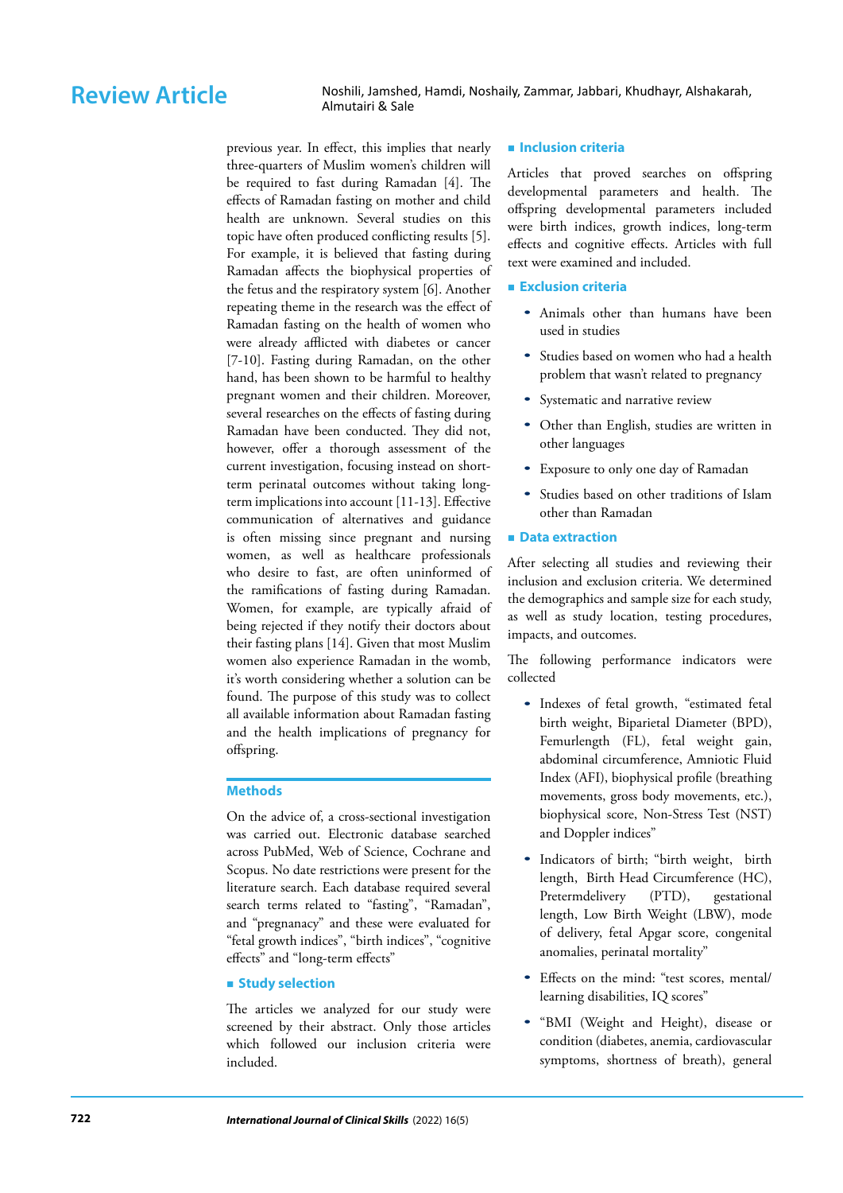previous year. In effect, this implies that nearly three-quarters of Muslim women's children will be required to fast during Ramadan [4]. The effects of Ramadan fasting on mother and child health are unknown. Several studies on this topic have often produced conflicting results [5]. For example, it is believed that fasting during Ramadan affects the biophysical properties of the fetus and the respiratory system [6]. Another repeating theme in the research was the effect of Ramadan fasting on the health of women who were already afflicted with diabetes or cancer [7-10]. Fasting during Ramadan, on the other hand, has been shown to be harmful to healthy pregnant women and their children. Moreover, several researches on the effects of fasting during Ramadan have been conducted. They did not, however, offer a thorough assessment of the current investigation, focusing instead on short-term perinatal outcomes without taking long-term implications into account [11-13]. Effective communication of alternatives and guidance is often missing since pregnant and nursing women, as well as healthcare professionals who desire to fast, are often uninformed of the ramifications of fasting during Ramadan. Women, for example, are typically afraid of being rejected if they notify their doctors about their fasting plans [14]. Given that most Muslim women also experience Ramadan in the womb, it's worth considering whether a solution can be found. The purpose of this study was to collect all available information about Ramadan fasting and the health implications of pregnancy for offspring.

## Methods

On the advice of, a cross-sectional investigation was carried out. Electronic database searched across PubMed, Web of Science, Cochrane and Scopus. No date restrictions were present for the literature search. Each database required several search terms related to "fasting", "Ramadan", and "pregnanacy" and these were evaluated for "fetal growth indices", "birth indices", "cognitive effects" and "long-term effects"

### Study selection

The articles we analyzed for our study were screened by their abstract. Only those articles which followed our inclusion criteria were included.

### Inclusion criteria

Articles that proved searches on offspring developmental parameters and health. The offspring developmental parameters included were birth indices, growth indices, long-term effects and cognitive effects. Articles with full text were examined and included.

### Exclusion criteria

- Animals other than humans have been used in studies
- Studies based on women who had a health problem that wasn't related to pregnancy
- Systematic and narrative review
- Other than English, studies are written in other languages
- Exposure to only one day of Ramadan
- Studies based on other traditions of Islam other than Ramadan

### Data extraction

After selecting all studies and reviewing their inclusion and exclusion criteria. We determined the demographics and sample size for each study, as well as study location, testing procedures, impacts, and outcomes.

The following performance indicators were collected

- Indexes of fetal growth, "estimated fetal birth weight, Biparietal Diameter (BPD), Femurlength (FL), fetal weight gain, abdominal circumference, Amniotic Fluid Index (AFI), biophysical profile (breathing movements, gross body movements, etc.), biophysical score, Non-Stress Test (NST) and Doppler indices"
- Indicators of birth; "birth weight, birth length, Birth Head Circumference (HC), Pretermdelivery (PTD), gestational length, Low Birth Weight (LBW), mode of delivery, fetal Apgar score, congenital anomalies, perinatal mortality"
- Effects on the mind: "test scores, mental/learning disabilities, IQ scores"
- "BMI (Weight and Height), disease or condition (diabetes, anemia, cardiovascular symptoms, shortness of breath), general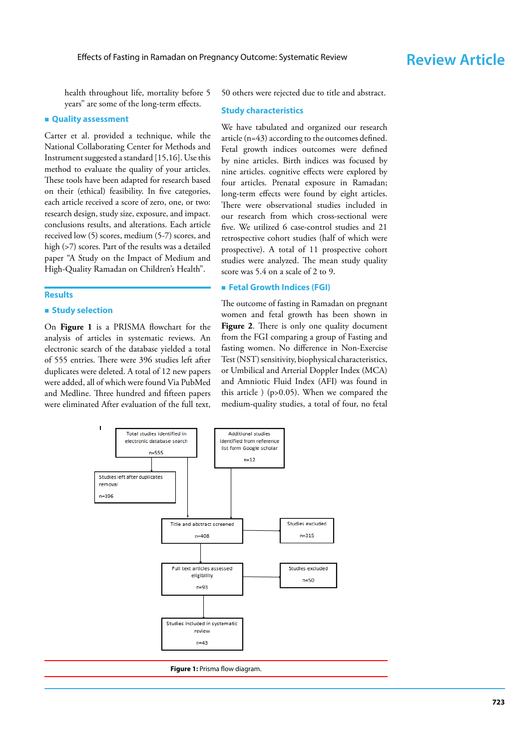health throughout life, mortality before 5 years" are some of the long-term effects.

## Quality assessment

Carter et al. provided a technique, while the National Collaborating Center for Methods and Instrument suggested a standard [15,16]. Use this method to evaluate the quality of your articles. These tools have been adapted for research based on their (ethical) feasibility. In five categories, each article received a score of zero, one, or two: research design, study size, exposure, and impact. conclusions results, and alterations. Each article received low (5) scores, medium (5-7) scores, and high (>7) scores. Part of the results was a detailed paper "A Study on the Impact of Medium and High-Quality Ramadan on Children's Health".

# Results

## Study selection

On **Figure 1** is a PRISMA flowchart for the analysis of articles in systematic reviews. An electronic search of the database yielded a total of 555 entries. There were 396 studies left after duplicates were deleted. A total of 12 new papers were added, all of which were found Via PubMed and Medline. Three hundred and fifteen papers were eliminated After evaluation of the full text, 50 others were rejected due to title and abstract.

## Study characteristics

We have tabulated and organized our research article (n=43) according to the outcomes defined. Fetal growth indices outcomes were defined by nine articles. Birth indices was focused by nine articles. cognitive effects were explored by four articles. Prenatal exposure in Ramadan; long-term effects were found by eight articles. There were observational studies included in our research from which cross-sectional were five. We utilized 6 case-control studies and 21 retrospective cohort studies (half of which were prospective). A total of 11 prospective cohort studies were analyzed. The mean study quality score was 5.4 on a scale of 2 to 9.

## Fetal Growth Indices (FGI)

The outcome of fasting in Ramadan on pregnant women and fetal growth has been shown in **Figure 2**. There is only one quality document from the FGI comparing a group of Fasting and fasting women. No difference in Non-Exercise Test (NST) sensitivity, biophysical characteristics, or Umbilical and Arterial Doppler Index (MCA) and Amniotic Fluid Index (AFI) was found in this article ) ($p>0.05$). When we compared the medium-quality studies, a total of four, no fetal

Total studies identified in electronic database search n=555

Additional studies identified from reference list form Google scholar n=12

Studies left after duplicates removal n=396

Title and abstract screened n=408

Studies excluded n=315

Full text articles assessed eligibility n=93

Studies excluded n=50

Studies included in systematic review n=43

**Figure 1:** Prisma flow diagram.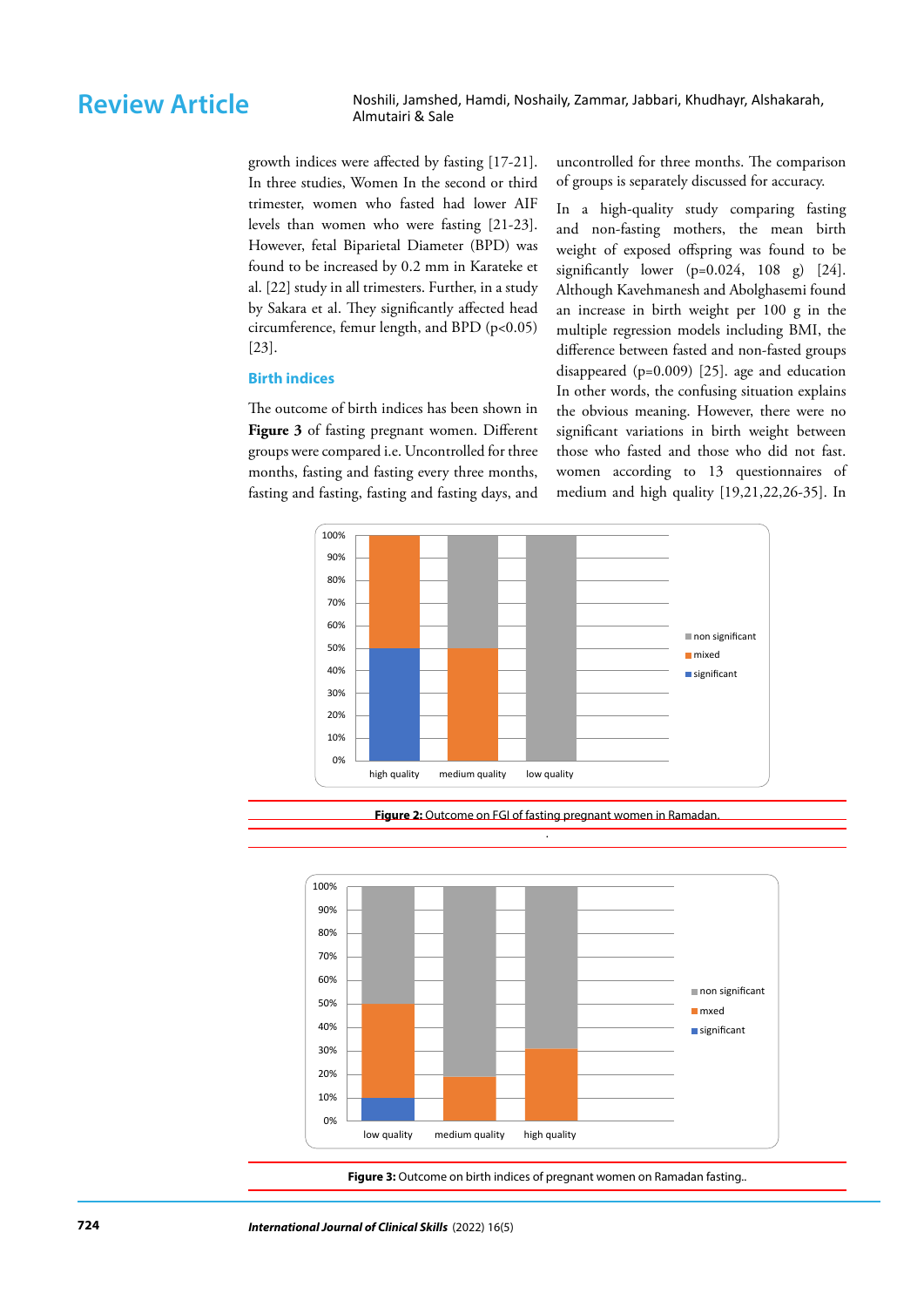growth indices were affected by fasting [17-21]. In three studies, Women In the second or third trimester, women who fasted had lower AIF levels than women who were fasting [21-23]. However, fetal Biparietal Diameter (BPD) was found to be increased by 0.2 mm in Karateke et al. [22] study in all trimesters. Further, in a study by Sakara et al. They significantly affected head circumference, femur length, and BPD ($p<0.05$) [23].

### Birth indices

The outcome of birth indices has been shown in **Figure 3** of fasting pregnant women. Different groups were compared i.e. Uncontrolled for three months, fasting and fasting every three months, fasting and fasting, fasting and fasting days, and uncontrolled for three months. The comparison of groups is separately discussed for accuracy.

In a high-quality study comparing fasting and non-fasting mothers, the mean birth weight of exposed offspring was found to be significantly lower ($p=0.024$, 108 g) [24]. Although Kavehmanesh and Abolghasemi found an increase in birth weight per 100 g in the multiple regression models including BMI, the difference between fasted and non-fasted groups disappeared ($p=0.009$) [25]. age and education In other words, the confusing situation explains the obvious meaning. However, there were no significant variations in birth weight between those who fasted and those who did not fast. women according to 13 questionnaires of medium and high quality [19,21,22,26-35]. In

**Figure 2:** Outcome on FGI of fasting pregnant women in Ramadan.

**Figure 3:** Outcome on birth indices of pregnant women on Ramadan fasting..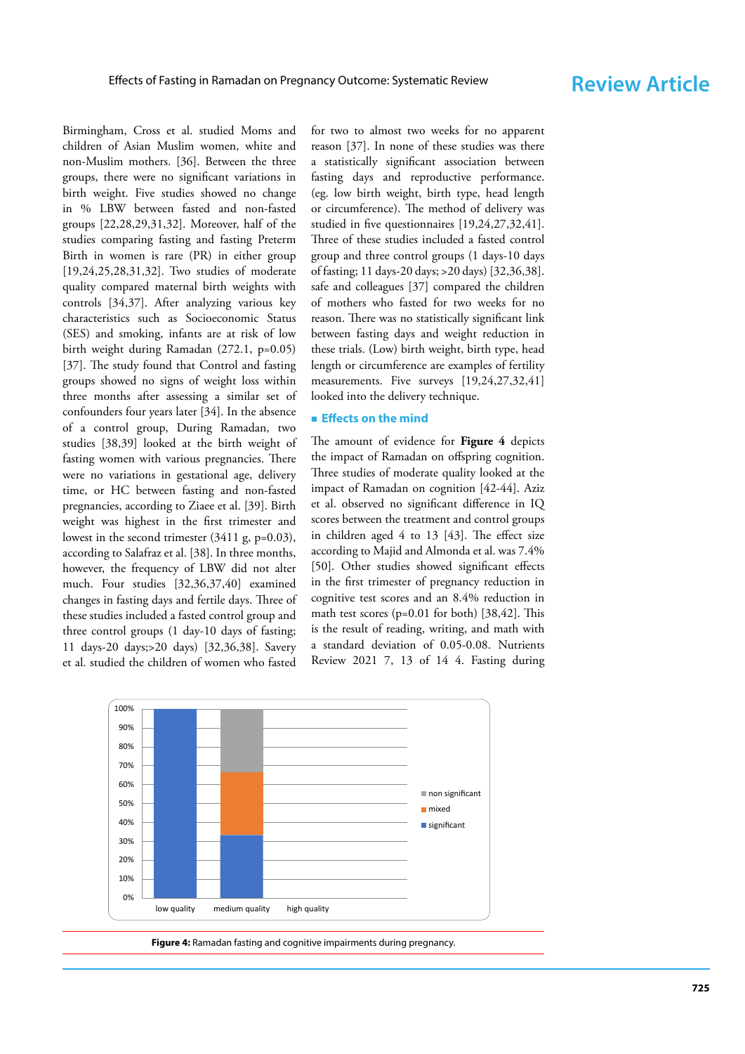Birmingham, Cross et al. studied Moms and children of Asian Muslim women, white and non-Muslim mothers. [36]. Between the three groups, there were no significant variations in birth weight. Five studies showed no change in % LBW between fasted and non-fasted groups [22,28,29,31,32]. Moreover, half of the studies comparing fasting and fasting Preterm Birth in women is rare (PR) in either group [19,24,25,28,31,32]. Two studies of moderate quality compared maternal birth weights with controls [34,37]. After analyzing various key characteristics such as Socioeconomic Status (SES) and smoking, infants are at risk of low birth weight during Ramadan (272.1, p=0.05) [37]. The study found that Control and fasting groups showed no signs of weight loss within three months after assessing a similar set of confounders four years later [34]. In the absence of a control group, During Ramadan, two studies [38,39] looked at the birth weight of fasting women with various pregnancies. There were no variations in gestational age, delivery time, or HC between fasting and non-fasted pregnancies, according to Ziaee et al. [39]. Birth weight was highest in the first trimester and lowest in the second trimester (3411 g, p=0.03), according to Salafraz et al. [38]. In three months, however, the frequency of LBW did not alter much. Four studies [32,36,37,40] examined changes in fasting days and fertile days. Three of these studies included a fasted control group and three control groups (1 day-10 days of fasting; 11 days-20 days;>20 days) [32,36,38]. Savery et al. studied the children of women who fasted for two to almost two weeks for no apparent reason [37]. In none of these studies was there a statistically significant association between fasting days and reproductive performance. (eg. low birth weight, birth type, head length or circumference). The method of delivery was studied in five questionnaires [19,24,27,32,41]. Three of these studies included a fasted control group and three control groups (1 days-10 days of fasting; 11 days-20 days; >20 days) [32,36,38]. safe and colleagues [37] compared the children of mothers who fasted for two weeks for no reason. There was no statistically significant link between fasting days and weight reduction in these trials. (Low) birth weight, birth type, head length or circumference are examples of fertility measurements. Five surveys [19,24,27,32,41] looked into the delivery technique.

## Effects on the mind

The amount of evidence for **Figure 4** depicts the impact of Ramadan on offspring cognition. Three studies of moderate quality looked at the impact of Ramadan on cognition [42-44]. Aziz et al. observed no significant difference in IQ scores between the treatment and control groups in children aged 4 to 13 [43]. The effect size according to Majid and Almonda et al. was 7.4% [50]. Other studies showed significant effects in the first trimester of pregnancy reduction in cognitive test scores and an 8.4% reduction in math test scores (p=0.01 for both) [38,42]. This is the result of reading, writing, and math with a standard deviation of 0.05-0.08. Nutrients Review 2021 7, 13 of 14 4. Fasting during

**Figure 4:** Ramadan fasting and cognitive impairments during pregnancy.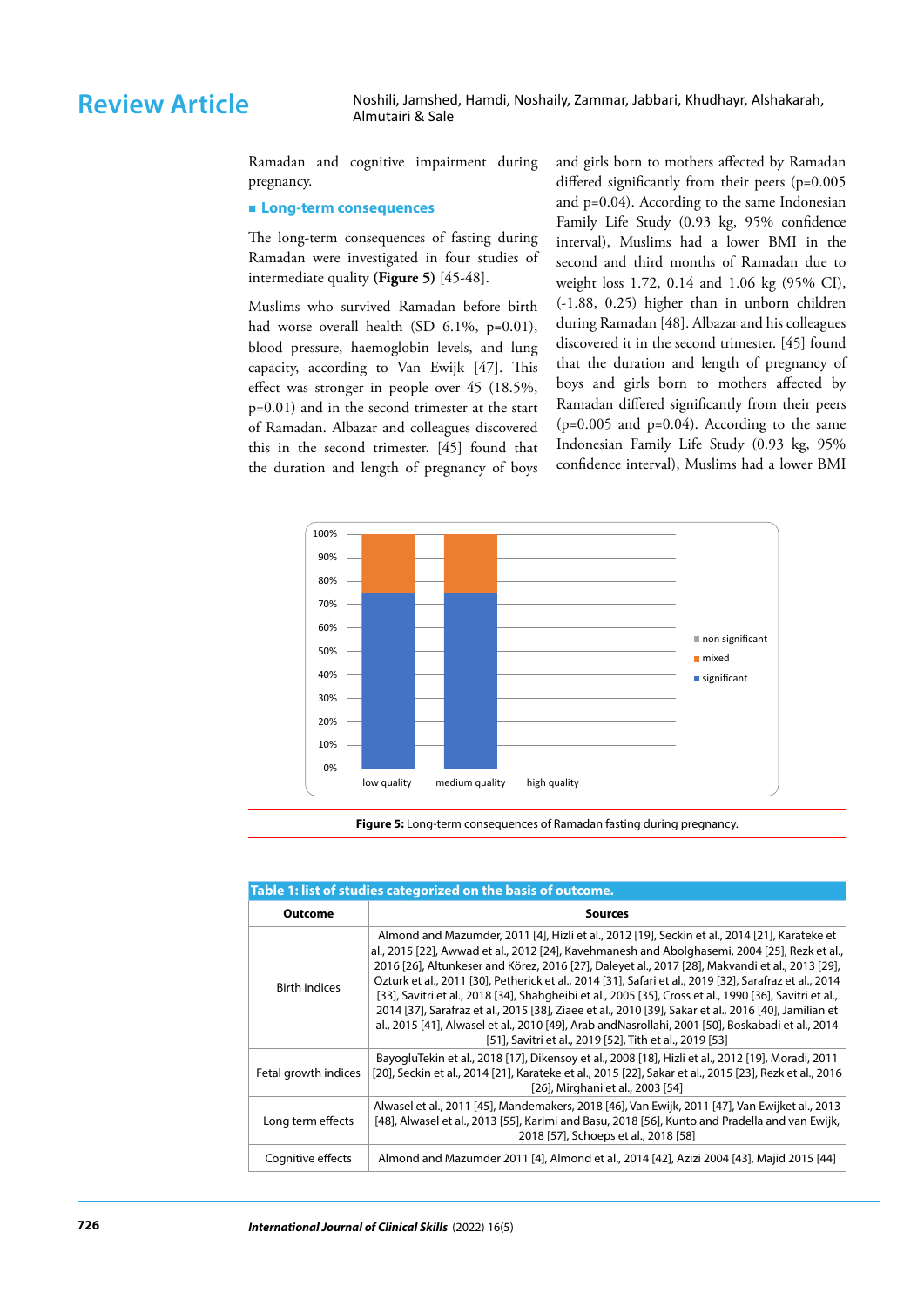Ramadan and cognitive impairment during pregnancy.

## Long-term consequences

The long-term consequences of fasting during Ramadan were investigated in four studies of intermediate quality **(Figure 5)** [45-48].

Muslims who survived Ramadan before birth had worse overall health (SD 6.1%, p=0.01), blood pressure, haemoglobin levels, and lung capacity, according to Van Ewijk [47]. This effect was stronger in people over 45 (18.5%, p=0.01) and in the second trimester at the start of Ramadan. Albazar and colleagues discovered this in the second trimester. [45] found that the duration and length of pregnancy of boys and girls born to mothers affected by Ramadan differed significantly from their peers (p=0.005 and p=0.04). According to the same Indonesian Family Life Study (0.93 kg, 95% confidence interval), Muslims had a lower BMI in the second and third months of Ramadan due to weight loss 1.72, 0.14 and 1.06 kg (95% CI), (-1.88, 0.25) higher than in unborn children during Ramadan [48]. Albazar and his colleagues discovered it in the second trimester. [45] found that the duration and length of pregnancy of boys and girls born to mothers affected by Ramadan differed significantly from their peers (p=0.005 and p=0.04). According to the same Indonesian Family Life Study (0.93 kg, 95% confidence interval), Muslims had a lower BMI

**Figure 5:** Long-term consequences of Ramadan fasting during pregnancy.

**Table 1: list of studies categorized on the basis of outcome.**

| Outcome | Sources |
|---|---|
| Birth indices | Almond and Mazumder, 2011 [4], Hizli et al., 2012 [19], Seckin et al., 2014 [21], Karateke et al., 2015 [22], Awwad et al., 2012 [24], Kavehmanesh and Abolghasemi, 2004 [25], Rezk et al., 2016 [26], Altunkeser and Körez, 2016 [27], Daleyet al., 2017 [28], Makvandi et al., 2013 [29], Ozturk et al., 2011 [30], Petherick et al., 2014 [31], Safari et al., 2019 [32], Sarafraz et al., 2014 [33], Savitri et al., 2018 [34], Shahgheibi et al., 2005 [35], Cross et al., 1990 [36], Savitri et al., 2014 [37], Sarafraz et al., 2015 [38], Ziaee et al., 2010 [39], Sakar et al., 2016 [40], Jamilian et al., 2015 [41], Alwasel et al., 2010 [49], Arab andNasrollahi, 2001 [50], Boskabadi et al., 2014 [51], Savitri et al., 2019 [52], Tith et al., 2019 [53] |
| Fetal growth indices | BayogluTekin et al., 2018 [17], Dikensoy et al., 2008 [18], Hizli et al., 2012 [19], Moradi, 2011 [20], Seckin et al., 2014 [21], Karateke et al., 2015 [22], Sakar et al., 2015 [23], Rezk et al., 2016 [26], Mirghani et al., 2003 [54] |
| Long term effects | Alwasel et al., 2011 [45], Mandemakers, 2018 [46], Van Ewijk, 2011 [47], Van Ewijket al., 2013 [48], Alwasel et al., 2013 [55], Karimi and Basu, 2018 [56], Kunto and Pradella and van Ewijk, 2018 [57], Schoeps et al., 2018 [58] |
| Cognitive effects | Almond and Mazumder 2011 [4], Almond et al., 2014 [42], Azizi 2004 [43], Majid 2015 [44] |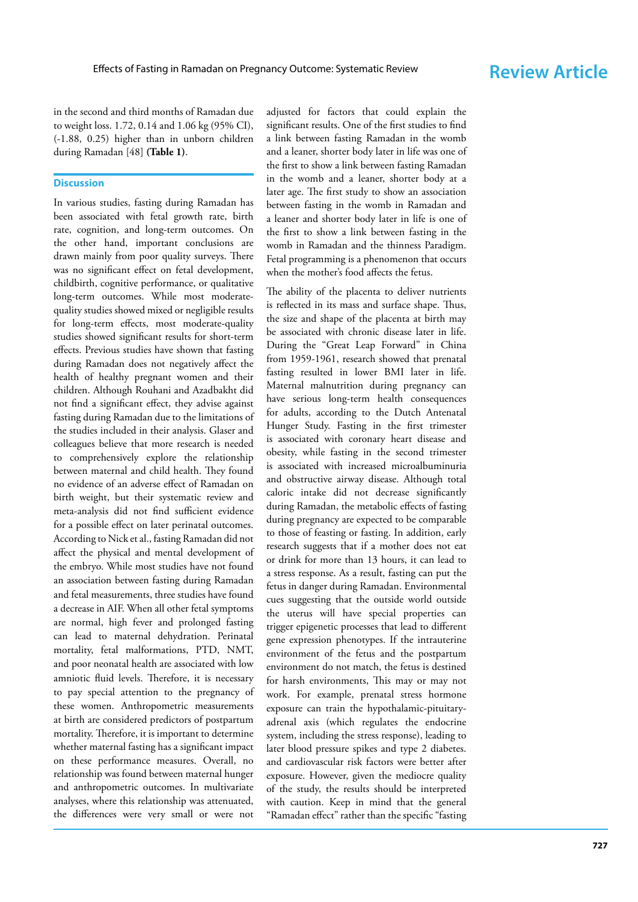in the second and third months of Ramadan due to weight loss. 1.72, 0.14 and 1.06 kg (95% CI), (-1.88, 0.25) higher than in unborn children during Ramadan [48] **(Table 1)**.

## Discussion

In various studies, fasting during Ramadan has been associated with fetal growth rate, birth rate, cognition, and long-term outcomes. On the other hand, important conclusions are drawn mainly from poor quality surveys. There was no significant effect on fetal development, childbirth, cognitive performance, or qualitative long-term outcomes. While most moderate-quality studies showed mixed or negligible results for long-term effects, most moderate-quality studies showed significant results for short-term effects. Previous studies have shown that fasting during Ramadan does not negatively affect the health of healthy pregnant women and their children. Although Rouhani and Azadbakht did not find a significant effect, they advise against fasting during Ramadan due to the limitations of the studies included in their analysis. Glaser and colleagues believe that more research is needed to comprehensively explore the relationship between maternal and child health. They found no evidence of an adverse effect of Ramadan on birth weight, but their systematic review and meta-analysis did not find sufficient evidence for a possible effect on later perinatal outcomes. According to Nick et al., fasting Ramadan did not affect the physical and mental development of the embryo. While most studies have not found an association between fasting during Ramadan and fetal measurements, three studies have found a decrease in AIF. When all other fetal symptoms are normal, high fever and prolonged fasting can lead to maternal dehydration. Perinatal mortality, fetal malformations, PTD, NMT, and poor neonatal health are associated with low amniotic fluid levels. Therefore, it is necessary to pay special attention to the pregnancy of these women. Anthropometric measurements at birth are considered predictors of postpartum mortality. Therefore, it is important to determine whether maternal fasting has a significant impact on these performance measures. Overall, no relationship was found between maternal hunger and anthropometric outcomes. In multivariate analyses, where this relationship was attenuated, the differences were very small or were not adjusted for factors that could explain the significant results. One of the first studies to find a link between fasting Ramadan in the womb and a leaner, shorter body later in life was one of the first to show a link between fasting Ramadan in the womb and a leaner, shorter body at a later age. The first study to show an association between fasting in the womb in Ramadan and a leaner and shorter body later in life is one of the first to show a link between fasting in the womb in Ramadan and the thinness Paradigm. Fetal programming is a phenomenon that occurs when the mother's food affects the fetus.

The ability of the placenta to deliver nutrients is reflected in its mass and surface shape. Thus, the size and shape of the placenta at birth may be associated with chronic disease later in life. During the "Great Leap Forward" in China from 1959-1961, research showed that prenatal fasting resulted in lower BMI later in life. Maternal malnutrition during pregnancy can have serious long-term health consequences for adults, according to the Dutch Antenatal Hunger Study. Fasting in the first trimester is associated with coronary heart disease and obesity, while fasting in the second trimester is associated with increased microalbuminuria and obstructive airway disease. Although total caloric intake did not decrease significantly during Ramadan, the metabolic effects of fasting during pregnancy are expected to be comparable to those of feasting or fasting. In addition, early research suggests that if a mother does not eat or drink for more than 13 hours, it can lead to a stress response. As a result, fasting can put the fetus in danger during Ramadan. Environmental cues suggesting that the outside world outside the uterus will have special properties can trigger epigenetic processes that lead to different gene expression phenotypes. If the intrauterine environment of the fetus and the postpartum environment do not match, the fetus is destined for harsh environments, This may or may not work. For example, prenatal stress hormone exposure can train the hypothalamic-pituitary-adrenal axis (which regulates the endocrine system, including the stress response), leading to later blood pressure spikes and type 2 diabetes. and cardiovascular risk factors were better after exposure. However, given the mediocre quality of the study, the results should be interpreted with caution. Keep in mind that the general "Ramadan effect" rather than the specific "fasting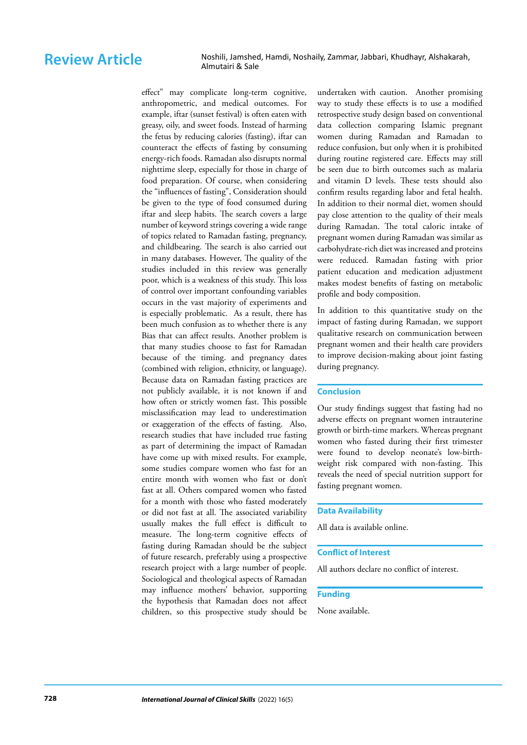effect" may complicate long-term cognitive, anthropometric, and medical outcomes. For example, iftar (sunset festival) is often eaten with greasy, oily, and sweet foods. Instead of harming the fetus by reducing calories (fasting), iftar can counteract the effects of fasting by consuming energy-rich foods. Ramadan also disrupts normal nighttime sleep, especially for those in charge of food preparation. Of course, when considering the "influences of fasting", Consideration should be given to the type of food consumed during iftar and sleep habits. The search covers a large number of keyword strings covering a wide range of topics related to Ramadan fasting, pregnancy, and childbearing. The search is also carried out in many databases. However, The quality of the studies included in this review was generally poor, which is a weakness of this study. This loss of control over important confounding variables occurs in the vast majority of experiments and is especially problematic. As a result, there has been much confusion as to whether there is any Bias that can affect results. Another problem is that many studies choose to fast for Ramadan because of the timing. and pregnancy dates (combined with religion, ethnicity, or language). Because data on Ramadan fasting practices are not publicly available, it is not known if and how often or strictly women fast. This possible misclassification may lead to underestimation or exaggeration of the effects of fasting. Also, research studies that have included true fasting as part of determining the impact of Ramadan have come up with mixed results. For example, some studies compare women who fast for an entire month with women who fast or don't fast at all. Others compared women who fasted for a month with those who fasted moderately or did not fast at all. The associated variability usually makes the full effect is difficult to measure. The long-term cognitive effects of fasting during Ramadan should be the subject of future research, preferably using a prospective research project with a large number of people. Sociological and theological aspects of Ramadan may influence mothers' behavior, supporting the hypothesis that Ramadan does not affect children, so this prospective study should be undertaken with caution. Another promising way to study these effects is to use a modified retrospective study design based on conventional data collection comparing Islamic pregnant women during Ramadan and Ramadan to reduce confusion, but only when it is prohibited during routine registered care. Effects may still be seen due to birth outcomes such as malaria and vitamin D levels. These tests should also confirm results regarding labor and fetal health. In addition to their normal diet, women should pay close attention to the quality of their meals during Ramadan. The total caloric intake of pregnant women during Ramadan was similar as carbohydrate-rich diet was increased and proteins were reduced. Ramadan fasting with prior patient education and medication adjustment makes modest benefits of fasting on metabolic profile and body composition.

In addition to this quantitative study on the impact of fasting during Ramadan, we support qualitative research on communication between pregnant women and their health care providers to improve decision-making about joint fasting during pregnancy.

## Conclusion

Our study findings suggest that fasting had no adverse effects on pregnant women intrauterine growth or birth-time markers. Whereas pregnant women who fasted during their first trimester were found to develop neonate's low-birth-weight risk compared with non-fasting. This reveals the need of special nutrition support for fasting pregnant women.

## Data Availability

All data is available online.

## Conflict of Interest

All authors declare no conflict of interest.

## Funding

None available.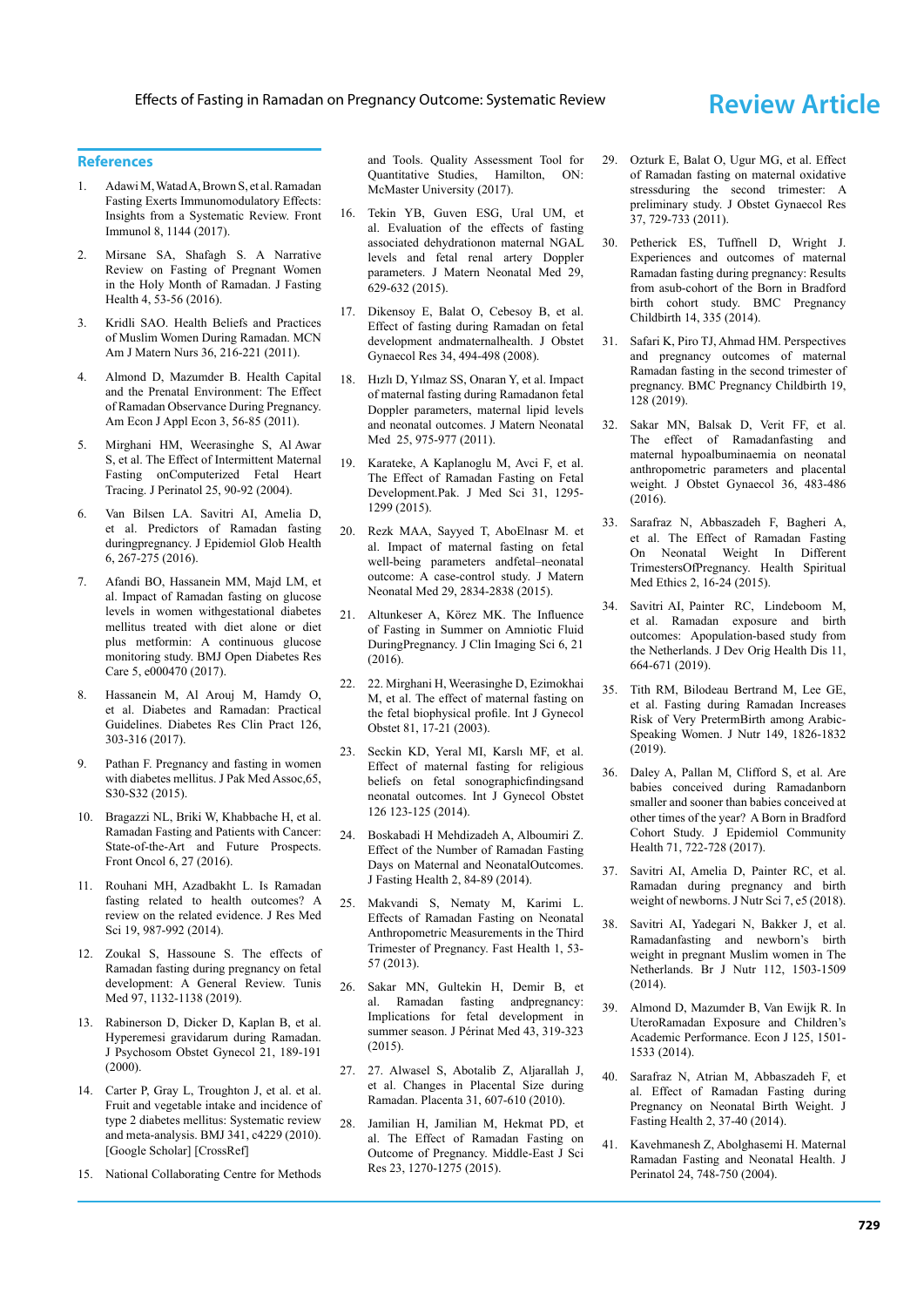## References

1. Adawi M, Watad A, Brown S, et al. Ramadan Fasting Exerts Immunomodulatory Effects: Insights from a Systematic Review. Front Immunol 8, 1144 (2017).

2. Mirsane SA, Shafagh S. A Narrative Review on Fasting of Pregnant Women in the Holy Month of Ramadan. J Fasting Health 4, 53-56 (2016).

3. Kridli SAO. Health Beliefs and Practices of Muslim Women During Ramadan. MCN Am J Matern Nurs 36, 216-221 (2011).

4. Almond D, Mazumder B. Health Capital and the Prenatal Environment: The Effect of Ramadan Observance During Pregnancy. Am Econ J Appl Econ 3, 56-85 (2011).

5. Mirghani HM, Weerasinghe S, Al Awar S, et al. The Effect of Intermittent Maternal Fasting onComputerized Fetal Heart Tracing. J Perinatol 25, 90-92 (2004).

6. Van Bilsen LA. Savitri AI, Amelia D, et al. Predictors of Ramadan fasting duringpregnancy. J Epidemiol Glob Health 6, 267-275 (2016).

7. Afandi BO, Hassanein MM, Majd LM, et al. Impact of Ramadan fasting on glucose levels in women withgestational diabetes mellitus treated with diet alone or diet plus metformin: A continuous glucose monitoring study. BMJ Open Diabetes Res Care 5, e000470 (2017).

8. Hassanein M, Al Arouj M, Hamdy O, et al. Diabetes and Ramadan: Practical Guidelines. Diabetes Res Clin Pract 126, 303-316 (2017).

9. Pathan F. Pregnancy and fasting in women with diabetes mellitus. J Pak Med Assoc,65, S30-S32 (2015).

10. Bragazzi NL, Briki W, Khabbache H, et al. Ramadan Fasting and Patients with Cancer: State-of-the-Art and Future Prospects. Front Oncol 6, 27 (2016).

11. Rouhani MH, Azadbakht L. Is Ramadan fasting related to health outcomes? A review on the related evidence. J Res Med Sci 19, 987-992 (2014).

12. Zoukal S, Hassoune S. The effects of Ramadan fasting during pregnancy on fetal development: A General Review. Tunis Med 97, 1132-1138 (2019).

13. Rabinerson D, Dicker D, Kaplan B, et al. Hyperemesi gravidarum during Ramadan. J Psychosom Obstet Gynecol 21, 189-191 (2000).

14. Carter P, Gray L, Troughton J, et al. et al. Fruit and vegetable intake and incidence of type 2 diabetes mellitus: Systematic review and meta-analysis. BMJ 341, c4229 (2010). [Google Scholar] [CrossRef]

15. National Collaborating Centre for Methods and Tools. Quality Assessment Tool for Quantitative Studies, Hamilton, ON: McMaster University (2017).

16. Tekin YB, Guven ESG, Ural UM, et al. Evaluation of the effects of fasting associated dehydrationon maternal NGAL levels and fetal renal artery Doppler parameters. J Matern Neonatal Med 29, 629-632 (2015).

17. Dikensoy E, Balat O, Cebesoy B, et al. Effect of fasting during Ramadan on fetal development andmaternalhealth. J Obstet Gynaecol Res 34, 494-498 (2008).

18. Hızlı D, Yılmaz SS, Onaran Y, et al. Impact of maternal fasting during Ramadanon fetal Doppler parameters, maternal lipid levels and neonatal outcomes. J Matern Neonatal Med 25, 975-977 (2011).

19. Karateke, A Kaplanoglu M, Avci F, et al. The Effect of Ramadan Fasting on Fetal Development.Pak. J Med Sci 31, 1295-1299 (2015).

20. Rezk MAA, Sayyed T, AboElnasr M. et al. Impact of maternal fasting on fetal well-being parameters andfetal–neonatal outcome: A case-control study. J Matern Neonatal Med 29, 2834-2838 (2015).

21. Altunkeser A, Körez MK. The Influence of Fasting in Summer on Amniotic Fluid DuringPregnancy. J Clin Imaging Sci 6, 21 (2016).

22. 22. Mirghani H, Weerasinghe D, Ezimokhai M, et al. The effect of maternal fasting on the fetal biophysical profile. Int J Gynecol Obstet 81, 17-21 (2003).

23. Seckin KD, Yeral MI, Karslı MF, et al. Effect of maternal fasting for religious beliefs on fetal sonographicfindingsand neonatal outcomes. Int J Gynecol Obstet 126 123-125 (2014).

24. Boskabadi H Mehdizadeh A, Alboumiri Z. Effect of the Number of Ramadan Fasting Days on Maternal and NeonatalOutcomes. J Fasting Health 2, 84-89 (2014).

25. Makvandi S, Nematy M, Karimi L. Effects of Ramadan Fasting on Neonatal Anthropometric Measurements in the Third Trimester of Pregnancy. Fast Health 1, 53-57 (2013).

26. Sakar MN, Gultekin H, Demir B, et al. Ramadan fasting andpregnancy: Implications for fetal development in summer season. J Périnat Med 43, 319-323 (2015).

27. 27. Alwasel S, Abotalib Z, Aljarallah J, et al. Changes in Placental Size during Ramadan. Placenta 31, 607-610 (2010).

28. Jamilian H, Jamilian M, Hekmat PD, et al. The Effect of Ramadan Fasting on Outcome of Pregnancy. Middle-East J Sci Res 23, 1270-1275 (2015).

29. Ozturk E, Balat O, Ugur MG, et al. Effect of Ramadan fasting on maternal oxidative stressduring the second trimester: A preliminary study. J Obstet Gynaecol Res 37, 729-733 (2011).

30. Petherick ES, Tuffnell D, Wright J. Experiences and outcomes of maternal Ramadan fasting during pregnancy: Results from asub-cohort of the Born in Bradford birth cohort study. BMC Pregnancy Childbirth 14, 335 (2014).

31. Safari K, Piro TJ, Ahmad HM. Perspectives and pregnancy outcomes of maternal Ramadan fasting in the second trimester of pregnancy. BMC Pregnancy Childbirth 19, 128 (2019).

32. Sakar MN, Balsak D, Verit FF, et al. The effect of Ramadanfasting and maternal hypoalbuminaemia on neonatal anthropometric parameters and placental weight. J Obstet Gynaecol 36, 483-486 (2016).

33. Sarafraz N, Abbaszadeh F, Bagheri A, et al. The Effect of Ramadan Fasting On Neonatal Weight In Different TrimestersOfPregnancy. Health Spiritual Med Ethics 2, 16-24 (2015).

34. Savitri AI, Painter RC, Lindeboom M, et al. Ramadan exposure and birth outcomes: Apopulation-based study from the Netherlands. J Dev Orig Health Dis 11, 664-671 (2019).

35. Tith RM, Bilodeau Bertrand M, Lee GE, et al. Fasting during Ramadan Increases Risk of Very PretermBirth among Arabic-Speaking Women. J Nutr 149, 1826-1832 (2019).

36. Daley A, Pallan M, Clifford S, et al. Are babies conceived during Ramadanborn smaller and sooner than babies conceived at other times of the year? A Born in Bradford Cohort Study. J Epidemiol Community Health 71, 722-728 (2017).

37. Savitri AI, Amelia D, Painter RC, et al. Ramadan during pregnancy and birth weight of newborns. J Nutr Sci 7, e5 (2018).

38. Savitri AI, Yadegari N, Bakker J, et al. Ramadanfasting and newborn's birth weight in pregnant Muslim women in The Netherlands. Br J Nutr 112, 1503-1509 (2014).

39. Almond D, Mazumder B, Van Ewijk R. In UteroRamadan Exposure and Children's Academic Performance. Econ J 125, 1501-1533 (2014).

40. Sarafraz N, Atrian M, Abbaszadeh F, et al. Effect of Ramadan Fasting during Pregnancy on Neonatal Birth Weight. J Fasting Health 2, 37-40 (2014).

41. Kavehmanesh Z, Abolghasemi H. Maternal Ramadan Fasting and Neonatal Health. J Perinatol 24, 748-750 (2004).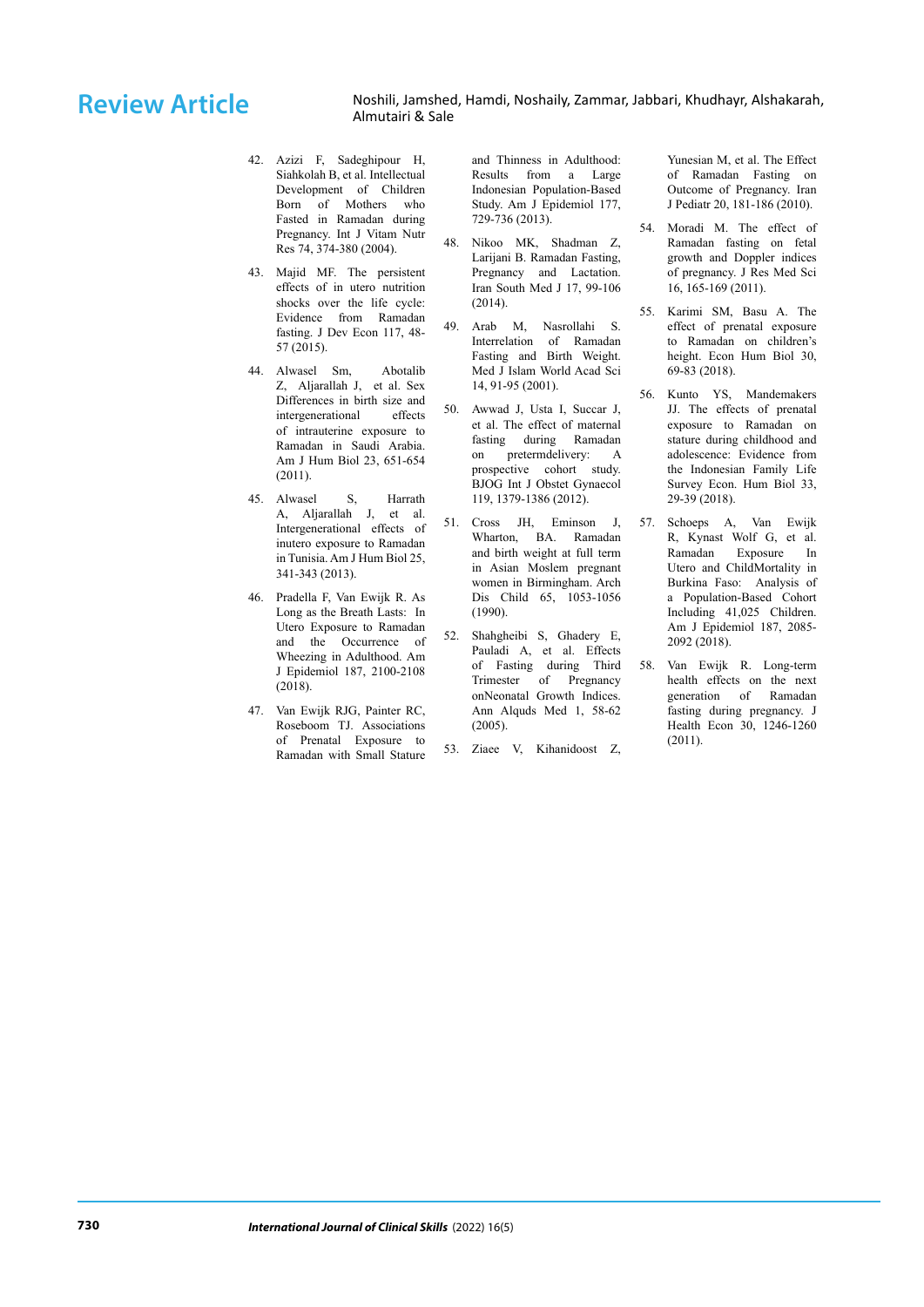42. Azizi F, Sadeghipour H, Siahkolah B, et al. Intellectual Development of Children Born of Mothers who Fasted in Ramadan during Pregnancy. Int J Vitam Nutr Res 74, 374-380 (2004).

43. Majid MF. The persistent effects of in utero nutrition shocks over the life cycle: Evidence from Ramadan fasting. J Dev Econ 117, 48-57 (2015).

44. Alwasel Sm, Abotalib Z, Aljarallah J, et al. Sex Differences in birth size and intergenerational effects of intrauterine exposure to Ramadan in Saudi Arabia. Am J Hum Biol 23, 651-654 (2011).

45. Alwasel S, Harrath A, Aljarallah J, et al. Intergenerational effects of inutero exposure to Ramadan in Tunisia. Am J Hum Biol 25, 341-343 (2013).

46. Pradella F, Van Ewijk R. As Long as the Breath Lasts: In Utero Exposure to Ramadan and the Occurrence of Wheezing in Adulthood. Am J Epidemiol 187, 2100-2108 (2018).

47. Van Ewijk RJG, Painter RC, Roseboom TJ. Associations of Prenatal Exposure to Ramadan with Small Stature and Thinness in Adulthood: Results from a Large Indonesian Population-Based Study. Am J Epidemiol 177, 729-736 (2013).

48. Nikoo MK, Shadman Z, Larijani B. Ramadan Fasting, Pregnancy and Lactation. Iran South Med J 17, 99-106 (2014).

49. Arab M, Nasrollahi S. Interrelation of Ramadan Fasting and Birth Weight. Med J Islam World Acad Sci 14, 91-95 (2001).

50. Awwad J, Usta I, Succar J, et al. The effect of maternal fasting during Ramadan on pretermdelivery: A prospective cohort study. BJOG Int J Obstet Gynaecol 119, 1379-1386 (2012).

51. Cross JH, Eminson J, Wharton, BA. Ramadan and birth weight at full term in Asian Moslem pregnant women in Birmingham. Arch Dis Child 65, 1053-1056 (1990).

52. Shahgheibi S, Ghadery E, Pauladi A, et al. Effects of Fasting during Third Trimester of Pregnancy onNeonatal Growth Indices. Ann Alquds Med 1, 58-62 (2005).

53. Ziaee V, Kihanidoost Z, Yunesian M, et al. The Effect of Ramadan Fasting on Outcome of Pregnancy. Iran J Pediatr 20, 181-186 (2010).

54. Moradi M. The effect of Ramadan fasting on fetal growth and Doppler indices of pregnancy. J Res Med Sci 16, 165-169 (2011).

55. Karimi SM, Basu A. The effect of prenatal exposure to Ramadan on children's height. Econ Hum Biol 30, 69-83 (2018).

56. Kunto YS, Mandemakers JJ. The effects of prenatal exposure to Ramadan on stature during childhood and adolescence: Evidence from the Indonesian Family Life Survey Econ. Hum Biol 33, 29-39 (2018).

57. Schoeps A, Van Ewijk R, Kynast Wolf G, et al. Ramadan Exposure In Utero and ChildMortality in Burkina Faso: Analysis of a Population-Based Cohort Including 41,025 Children. Am J Epidemiol 187, 2085-2092 (2018).

58. Van Ewijk R. Long-term health effects on the next generation of Ramadan fasting during pregnancy. J Health Econ 30, 1246-1260 (2011).